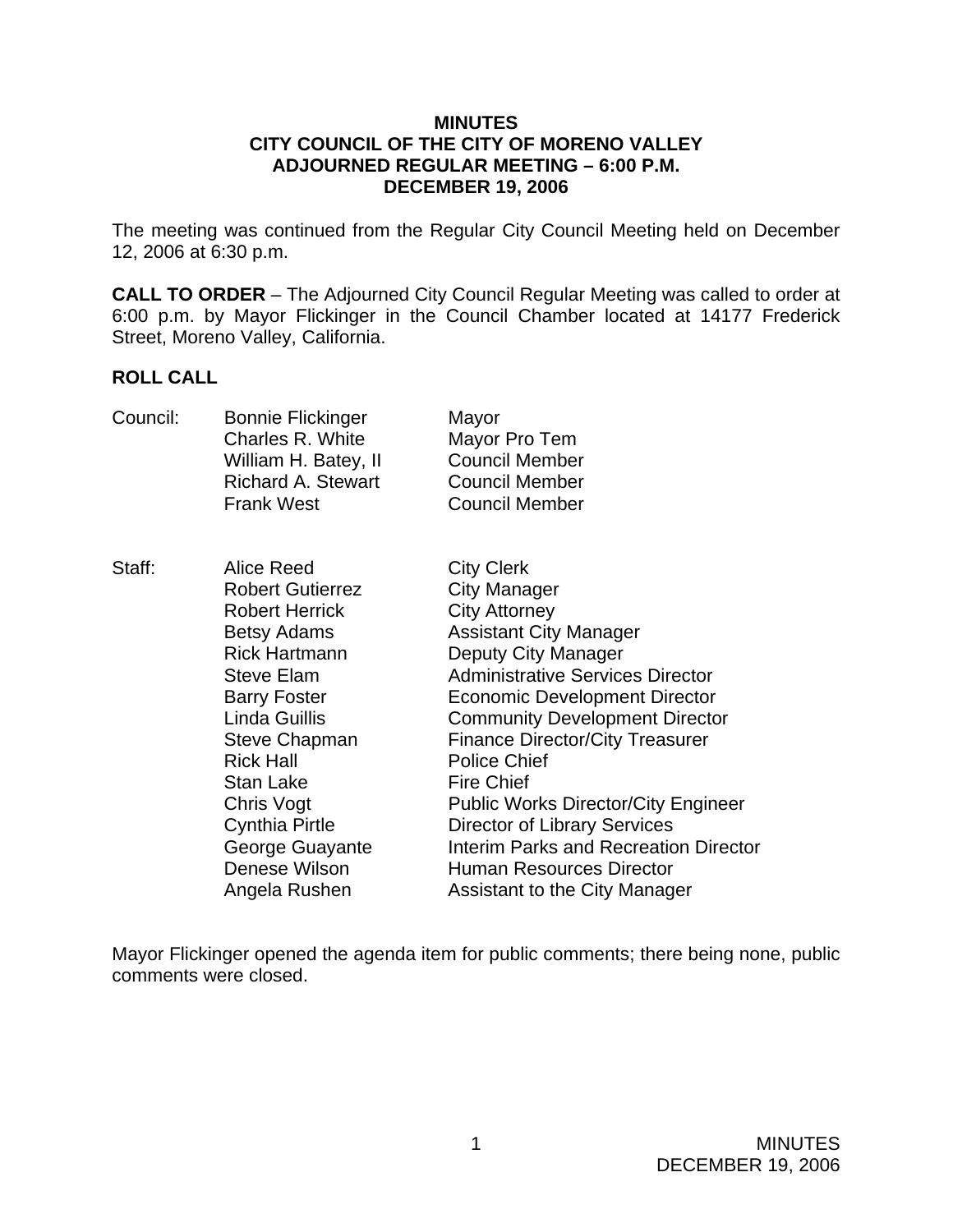**MINUTES**
**CITY COUNCIL OF THE CITY OF MORENO VALLEY**
**ADJOURNED REGULAR MEETING – 6:00 P.M.**
**DECEMBER 19, 2006**

The meeting was continued from the Regular City Council Meeting held on December 12, 2006 at 6:30 p.m.

**CALL TO ORDER** – The Adjourned City Council Regular Meeting was called to order at 6:00 p.m. by Mayor Flickinger in the Council Chamber located at 14177 Frederick Street, Moreno Valley, California.

**ROLL CALL**

| | | |
|---|---|---|
| Council: | Bonnie Flickinger | Mayor |
| | Charles R. White | Mayor Pro Tem |
| | William H. Batey, II | Council Member |
| | Richard A. Stewart | Council Member |
| | Frank West | Council Member |
| | | |
| Staff: | Alice Reed | City Clerk |
| | Robert Gutierrez | City Manager |
| | Robert Herrick | City Attorney |
| | Betsy Adams | Assistant City Manager |
| | Rick Hartmann | Deputy City Manager |
| | Steve Elam | Administrative Services Director |
| | Barry Foster | Economic Development Director |
| | Linda Guillis | Community Development Director |
| | Steve Chapman | Finance Director/City Treasurer |
| | Rick Hall | Police Chief |
| | Stan Lake | Fire Chief |
| | Chris Vogt | Public Works Director/City Engineer |
| | Cynthia Pirtle | Director of Library Services |
| | George Guayante | Interim Parks and Recreation Director |
| | Denese Wilson | Human Resources Director |
| | Angela Rushen | Assistant to the City Manager |

Mayor Flickinger opened the agenda item for public comments; there being none, public comments were closed.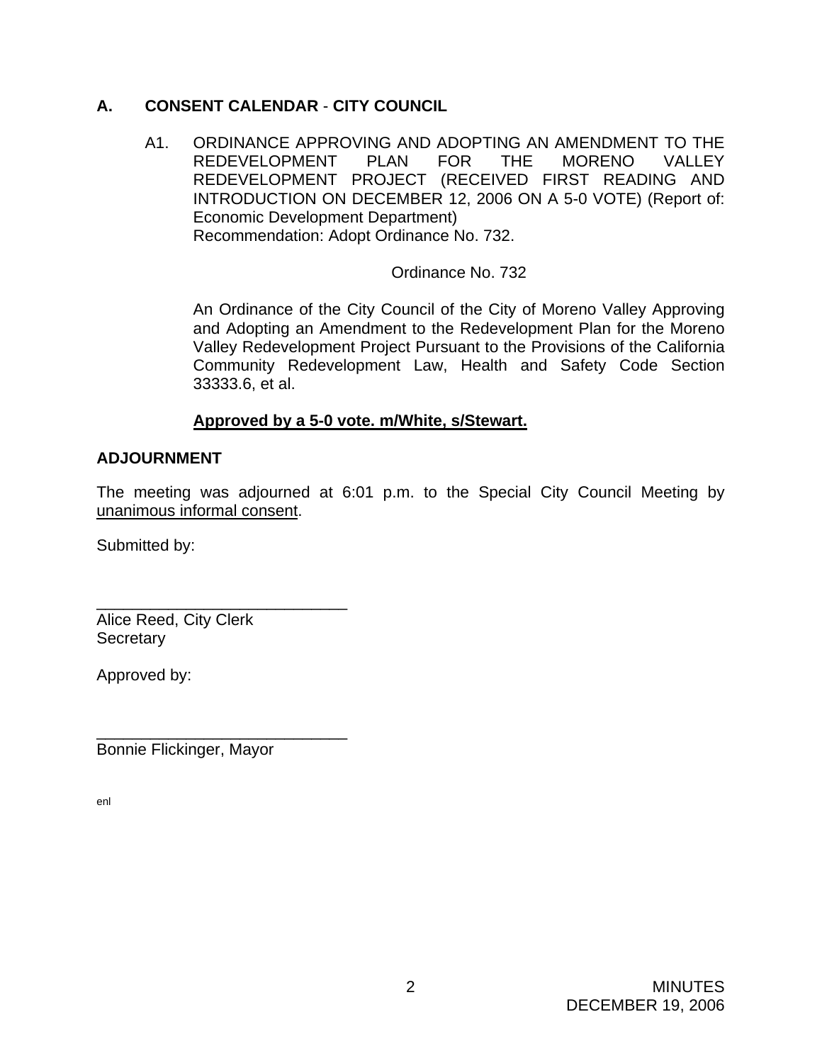## A. CONSENT CALENDAR - CITY COUNCIL

A1. ORDINANCE APPROVING AND ADOPTING AN AMENDMENT TO THE REDEVELOPMENT PLAN FOR THE MORENO VALLEY REDEVELOPMENT PROJECT (RECEIVED FIRST READING AND INTRODUCTION ON DECEMBER 12, 2006 ON A 5-0 VOTE) (Report of: Economic Development Department)
Recommendation: Adopt Ordinance No. 732.

Ordinance No. 732

An Ordinance of the City Council of the City of Moreno Valley Approving and Adopting an Amendment to the Redevelopment Plan for the Moreno Valley Redevelopment Project Pursuant to the Provisions of the California Community Redevelopment Law, Health and Safety Code Section 33333.6, et al.

**Approved by a 5-0 vote. m/White, s/Stewart.**

## ADJOURNMENT

The meeting was adjourned at 6:01 p.m. to the Special City Council Meeting by unanimous informal consent.

Submitted by:

\_\_\_\_\_\_\_\_\_\_\_\_\_\_\_\_\_\_\_\_\_\_\_\_\_\_\_\_\_
Alice Reed, City Clerk
Secretary

Approved by:

\_\_\_\_\_\_\_\_\_\_\_\_\_\_\_\_\_\_\_\_\_\_\_\_\_\_\_\_\_
Bonnie Flickinger, Mayor

enl